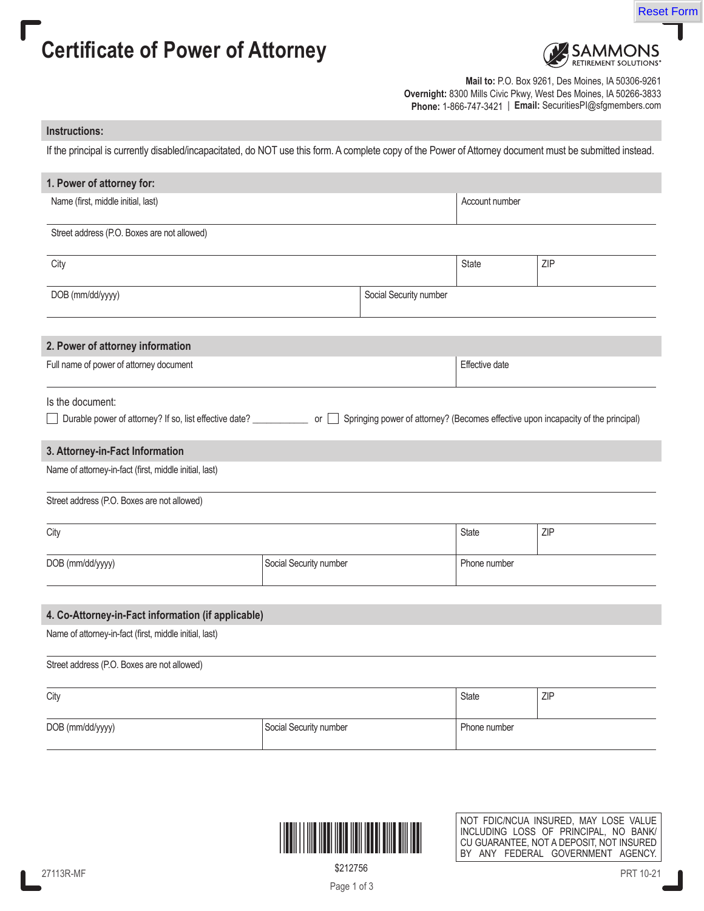Reset Form

# Certificate of Power of Attorney

SAMMONS RETIREMENT SOLUTIONS®

**Mail to:** P.O. Box 9261, Des Moines, IA 50306-9261
**Overnight:** 8300 Mills Civic Pkwy, West Des Moines, IA 50266-3833
**Phone:** 1-866-747-3421 | **Email:** SecuritiesPI@sfgmembers.com

## Instructions:

If the principal is currently disabled/incapacitated, do NOT use this form. A complete copy of the Power of Attorney document must be submitted instead.

## 1. Power of attorney for:

| Name (first, middle initial, last) | | Account number | |
|---|---|---|---|
| Street address (P.O. Boxes are not allowed) | | | |
| City | | State | ZIP |
| DOB (mm/dd/yyyy) | Social Security number | | |

## 2. Power of attorney information

| Full name of power of attorney document | Effective date |
|---|---|
| | |

Is the document:

☐ Durable power of attorney? If so, list effective date? ___________ or ☐ Springing power of attorney? (Becomes effective upon incapacity of the principal)

## 3. Attorney-in-Fact Information

| Name of attorney-in-fact (first, middle initial, last) | | | |
|---|---|---|---|
| Street address (P.O. Boxes are not allowed) | | | |
| City | | State | ZIP |
| DOB (mm/dd/yyyy) | Social Security number | Phone number | |

## 4. Co-Attorney-in-Fact information (if applicable)

| Name of attorney-in-fact (first, middle initial, last) | | | |
|---|---|---|---|
| Street address (P.O. Boxes are not allowed) | | | |
| City | | State | ZIP |
| DOB (mm/dd/yyyy) | Social Security number | Phone number | |

$212756

NOT FDIC/NCUA INSURED, MAY LOSE VALUE INCLUDING LOSS OF PRINCIPAL, NO BANK/CU GUARANTEE, NOT A DEPOSIT, NOT INSURED BY ANY FEDERAL GOVERNMENT AGENCY.

27113R-MF

PRT 10-21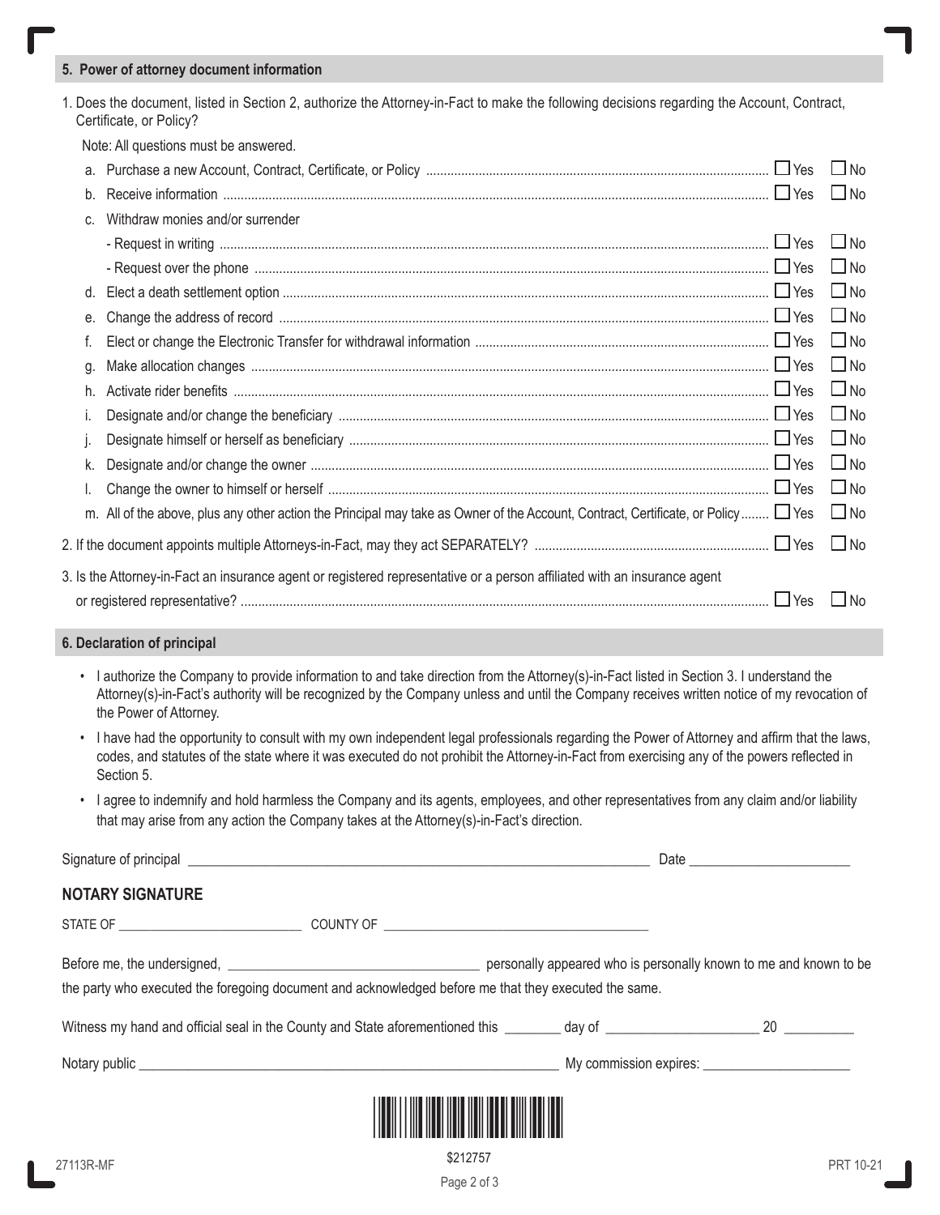## 5. Power of attorney document information

1. Does the document, listed in Section 2, authorize the Attorney-in-Fact to make the following decisions regarding the Account, Contract, Certificate, or Policy?

   Note: All questions must be answered.

   a. Purchase a new Account, Contract, Certificate, or Policy .......... ☐ Yes ☐ No

   b. Receive information .......... ☐ Yes ☐ No

   c. Withdraw monies and/or surrender

      - Request in writing .......... ☐ Yes ☐ No
      - Request over the phone .......... ☐ Yes ☐ No

   d. Elect a death settlement option .......... ☐ Yes ☐ No

   e. Change the address of record .......... ☐ Yes ☐ No

   f. Elect or change the Electronic Transfer for withdrawal information .......... ☐ Yes ☐ No

   g. Make allocation changes .......... ☐ Yes ☐ No

   h. Activate rider benefits .......... ☐ Yes ☐ No

   i. Designate and/or change the beneficiary .......... ☐ Yes ☐ No

   j. Designate himself or herself as beneficiary .......... ☐ Yes ☐ No

   k. Designate and/or change the owner .......... ☐ Yes ☐ No

   l. Change the owner to himself or herself .......... ☐ Yes ☐ No

   m. All of the above, plus any other action the Principal may take as Owner of the Account, Contract, Certificate, or Policy .......... ☐ Yes ☐ No

2. If the document appoints multiple Attorneys-in-Fact, may they act SEPARATELY? .......... ☐ Yes ☐ No

3. Is the Attorney-in-Fact an insurance agent or registered representative or a person affiliated with an insurance agent or registered representative? .......... ☐ Yes ☐ No

## 6. Declaration of principal

- I authorize the Company to provide information to and take direction from the Attorney(s)-in-Fact listed in Section 3. I understand the Attorney(s)-in-Fact's authority will be recognized by the Company unless and until the Company receives written notice of my revocation of the Power of Attorney.
- I have had the opportunity to consult with my own independent legal professionals regarding the Power of Attorney and affirm that the laws, codes, and statutes of the state where it was executed do not prohibit the Attorney-in-Fact from exercising any of the powers reflected in Section 5.
- I agree to indemnify and hold harmless the Company and its agents, employees, and other representatives from any claim and/or liability that may arise from any action the Company takes at the Attorney(s)-in-Fact's direction.

Signature of principal ______________________________ Date ______________

### NOTARY SIGNATURE

STATE OF ____________________ COUNTY OF ______________________________

Before me, the undersigned, ______________________________ personally appeared who is personally known to me and known to be the party who executed the foregoing document and acknowledged before me that they executed the same.

Witness my hand and official seal in the County and State aforementioned this ________ day of ______________ 20 ________

Notary public ______________________________ My commission expires: ______________

$212757

27113R-MF PRT 10-21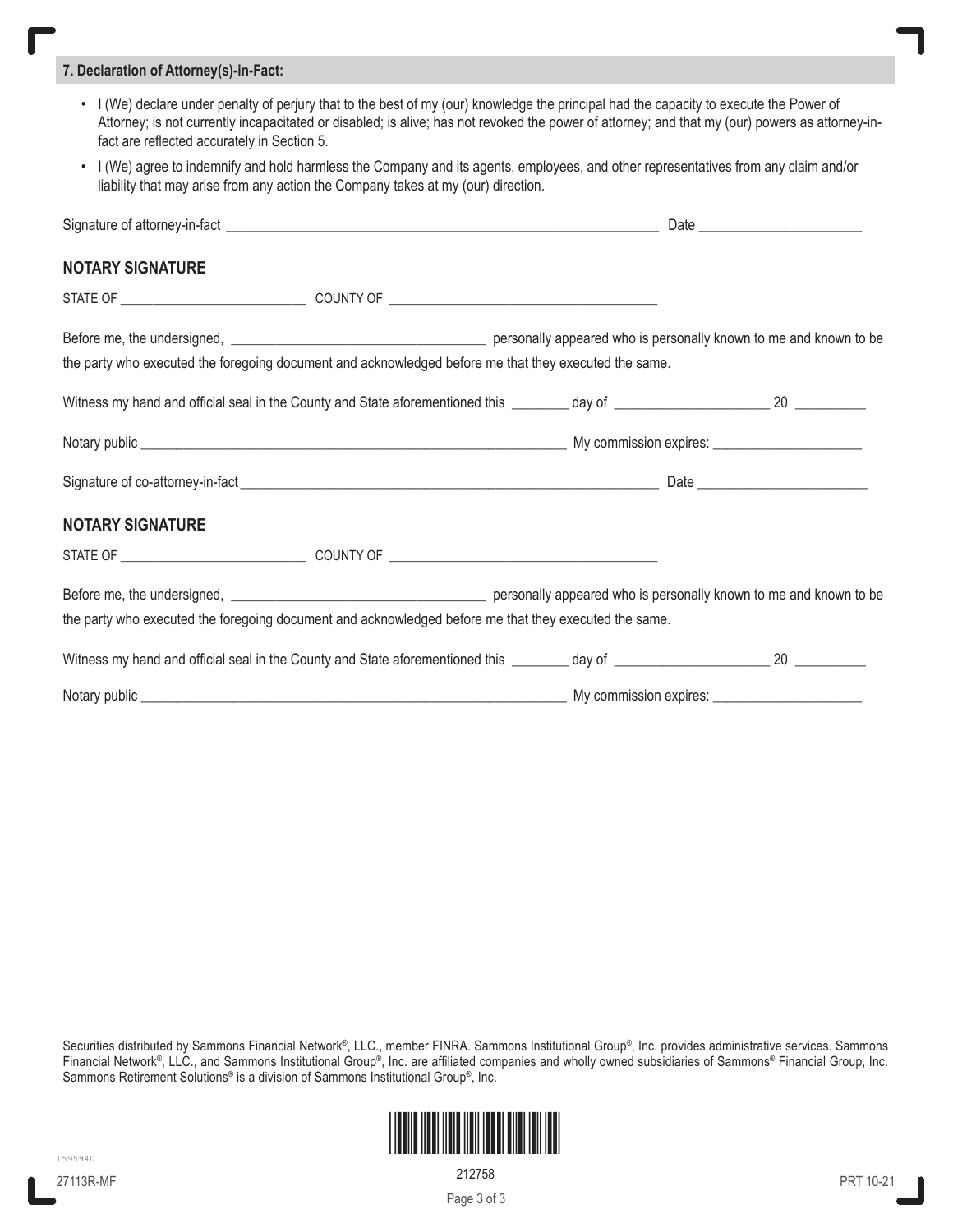## 7. Declaration of Attorney(s)-in-Fact:

- I (We) declare under penalty of perjury that to the best of my (our) knowledge the principal had the capacity to execute the Power of Attorney; is not currently incapacitated or disabled; is alive; has not revoked the power of attorney; and that my (our) powers as attorney-in-fact are reflected accurately in Section 5.
- I (We) agree to indemnify and hold harmless the Company and its agents, employees, and other representatives from any claim and/or liability that may arise from any action the Company takes at my (our) direction.

Signature of attorney-in-fact ______________________________ Date ____________

### NOTARY SIGNATURE

STATE OF ____________________ COUNTY OF ______________________

Before me, the undersigned, ______________________ personally appeared who is personally known to me and known to be the party who executed the foregoing document and acknowledged before me that they executed the same.

Witness my hand and official seal in the County and State aforementioned this ________ day of ______________ 20 ________

Notary public ______________________________ My commission expires: ____________

Signature of co-attorney-in-fact ______________________________ Date ____________

### NOTARY SIGNATURE

STATE OF ____________________ COUNTY OF ______________________

Before me, the undersigned, ______________________ personally appeared who is personally known to me and known to be the party who executed the foregoing document and acknowledged before me that they executed the same.

Witness my hand and official seal in the County and State aforementioned this ________ day of ______________ 20 ________

Notary public ______________________________ My commission expires: ____________

Securities distributed by Sammons Financial Network®, LLC., member FINRA. Sammons Institutional Group®, Inc. provides administrative services. Sammons Financial Network®, LLC., and Sammons Institutional Group®, Inc. are affiliated companies and wholly owned subsidiaries of Sammons® Financial Group, Inc. Sammons Retirement Solutions® is a division of Sammons Institutional Group®, Inc.

1595940

27113R-MF

212758

PRT 10-21